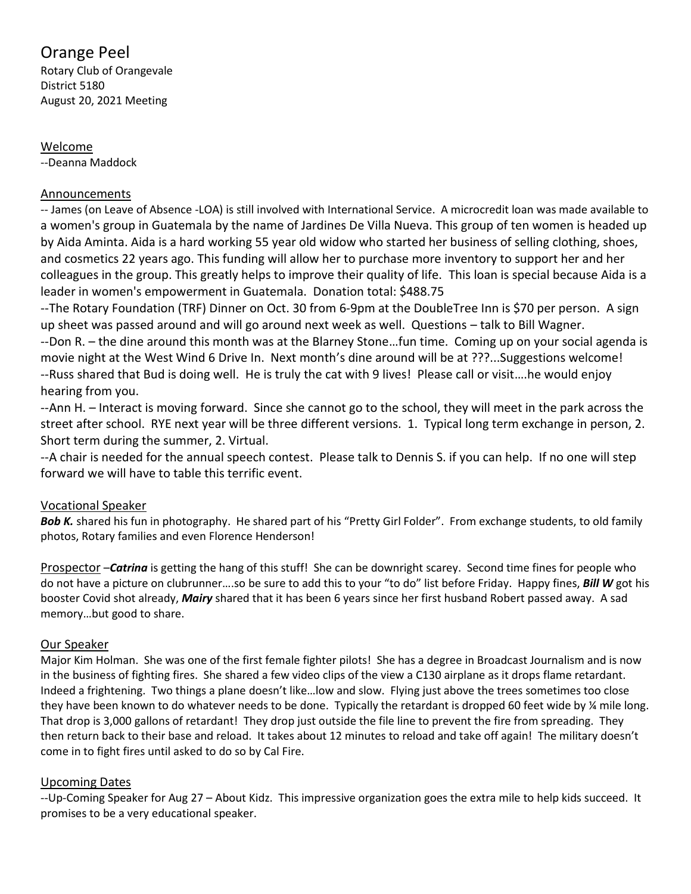# Orange Peel

Rotary Club of Orangevale
District 5180
August 20, 2021 Meeting

## Welcome

--Deanna Maddock

## Announcements

-- James (on Leave of Absence -LOA) is still involved with International Service. A microcredit loan was made available to a women's group in Guatemala by the name of Jardines De Villa Nueva. This group of ten women is headed up by Aida Aminta. Aida is a hard working 55 year old widow who started her business of selling clothing, shoes, and cosmetics 22 years ago. This funding will allow her to purchase more inventory to support her and her colleagues in the group. This greatly helps to improve their quality of life. This loan is special because Aida is a leader in women's empowerment in Guatemala. Donation total: $488.75

--The Rotary Foundation (TRF) Dinner on Oct. 30 from 6-9pm at the DoubleTree Inn is $70 per person. A sign up sheet was passed around and will go around next week as well. Questions – talk to Bill Wagner.

--Don R. – the dine around this month was at the Blarney Stone…fun time. Coming up on your social agenda is movie night at the West Wind 6 Drive In. Next month's dine around will be at ???...Suggestions welcome!

--Russ shared that Bud is doing well. He is truly the cat with 9 lives! Please call or visit….he would enjoy hearing from you.

--Ann H. – Interact is moving forward. Since she cannot go to the school, they will meet in the park across the street after school. RYE next year will be three different versions. 1. Typical long term exchange in person, 2. Short term during the summer, 2. Virtual.

--A chair is needed for the annual speech contest. Please talk to Dennis S. if you can help. If no one will step forward we will have to table this terrific event.

## Vocational Speaker

***Bob K.*** shared his fun in photography. He shared part of his "Pretty Girl Folder". From exchange students, to old family photos, Rotary families and even Florence Henderson!

## Prospector

–***Catrina*** is getting the hang of this stuff! She can be downright scarey. Second time fines for people who do not have a picture on clubrunner….so be sure to add this to your "to do" list before Friday. Happy fines, ***Bill W*** got his booster Covid shot already, ***Mairy*** shared that it has been 6 years since her first husband Robert passed away. A sad memory…but good to share.

## Our Speaker

Major Kim Holman. She was one of the first female fighter pilots! She has a degree in Broadcast Journalism and is now in the business of fighting fires. She shared a few video clips of the view a C130 airplane as it drops flame retardant. Indeed a frightening. Two things a plane doesn't like…low and slow. Flying just above the trees sometimes too close they have been known to do whatever needs to be done. Typically the retardant is dropped 60 feet wide by ¼ mile long. That drop is 3,000 gallons of retardant! They drop just outside the file line to prevent the fire from spreading. They then return back to their base and reload. It takes about 12 minutes to reload and take off again! The military doesn't come in to fight fires until asked to do so by Cal Fire.

## Upcoming Dates

--Up-Coming Speaker for Aug 27 – About Kidz. This impressive organization goes the extra mile to help kids succeed. It promises to be a very educational speaker.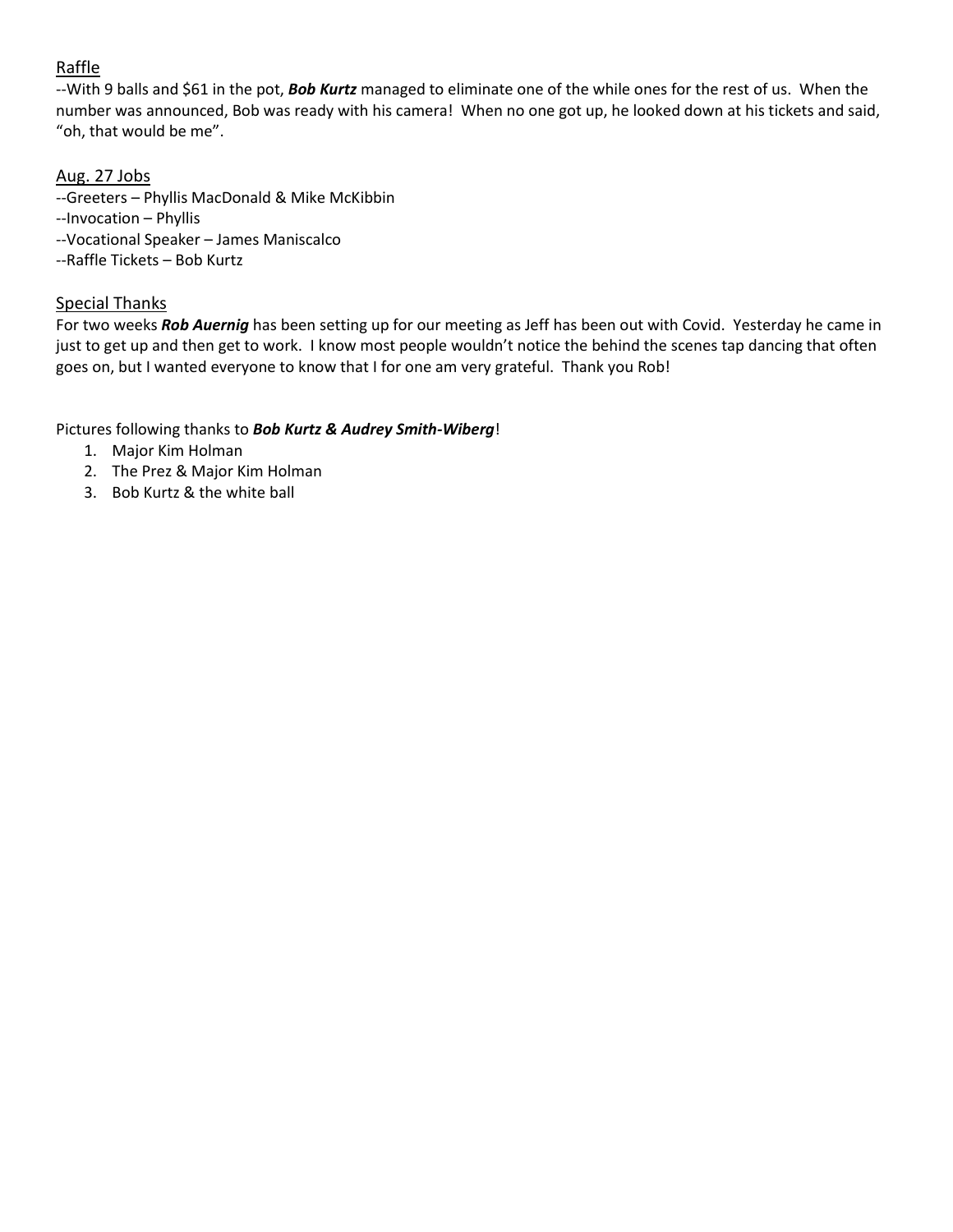## Raffle

--With 9 balls and $61 in the pot, ***Bob Kurtz*** managed to eliminate one of the while ones for the rest of us. When the number was announced, Bob was ready with his camera! When no one got up, he looked down at his tickets and said, "oh, that would be me".

## Aug. 27 Jobs

--Greeters – Phyllis MacDonald & Mike McKibbin
--Invocation – Phyllis
--Vocational Speaker – James Maniscalco
--Raffle Tickets – Bob Kurtz

## Special Thanks

For two weeks ***Rob Auernig*** has been setting up for our meeting as Jeff has been out with Covid. Yesterday he came in just to get up and then get to work. I know most people wouldn't notice the behind the scenes tap dancing that often goes on, but I wanted everyone to know that I for one am very grateful. Thank you Rob!

Pictures following thanks to ***Bob Kurtz & Audrey Smith-Wiberg***!

1. Major Kim Holman
2. The Prez & Major Kim Holman
3. Bob Kurtz & the white ball